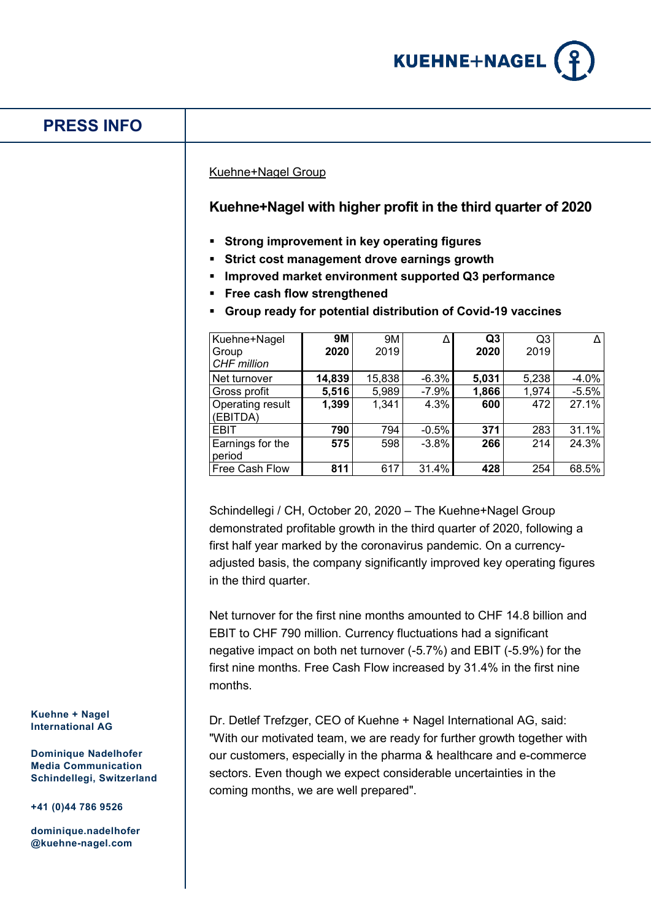# PRESS INFO

Kuehne+Nagel Group

## Kuehne+Nagel with higher profit in the third quarter of 2020

- **Strong improvement in key operating figures**
- **Strict cost management drove earnings growth**
- **Improved market environment supported Q3 performance**
- **Free cash flow strengthened**
- **Group ready for potential distribution of Covid-19 vaccines**

| Kuehne+Nagel Group *CHF million* | **9M 2020** | 9M 2019 | Δ | **Q3 2020** | Q3 2019 | Δ |
|---|---|---|---|---|---|---|
| Net turnover | **14,839** | 15,838 | -6.3% | **5,031** | 5,238 | -4.0% |
| Gross profit | **5,516** | 5,989 | -7.9% | **1,866** | 1,974 | -5.5% |
| Operating result (EBITDA) | **1,399** | 1,341 | 4.3% | **600** | 472 | 27.1% |
| EBIT | **790** | 794 | -0.5% | **371** | 283 | 31.1% |
| Earnings for the period | **575** | 598 | -3.8% | **266** | 214 | 24.3% |
| Free Cash Flow | **811** | 617 | 31.4% | **428** | 254 | 68.5% |

Schindellegi / CH, October 20, 2020 – The Kuehne+Nagel Group demonstrated profitable growth in the third quarter of 2020, following a first half year marked by the coronavirus pandemic. On a currency-adjusted basis, the company significantly improved key operating figures in the third quarter.

Net turnover for the first nine months amounted to CHF 14.8 billion and EBIT to CHF 790 million. Currency fluctuations had a significant negative impact on both net turnover (-5.7%) and EBIT (-5.9%) for the first nine months. Free Cash Flow increased by 31.4% in the first nine months.

Dr. Detlef Trefzger, CEO of Kuehne + Nagel International AG, said: "With our motivated team, we are ready for further growth together with our customers, especially in the pharma & healthcare and e-commerce sectors. Even though we expect considerable uncertainties in the coming months, we are well prepared".

**Kuehne + Nagel International AG**

**Dominique Nadelhofer**
**Media Communication**
**Schindellegi, Switzerland**

**+41 (0)44 786 9526**

**dominique.nadelhofer@kuehne-nagel.com**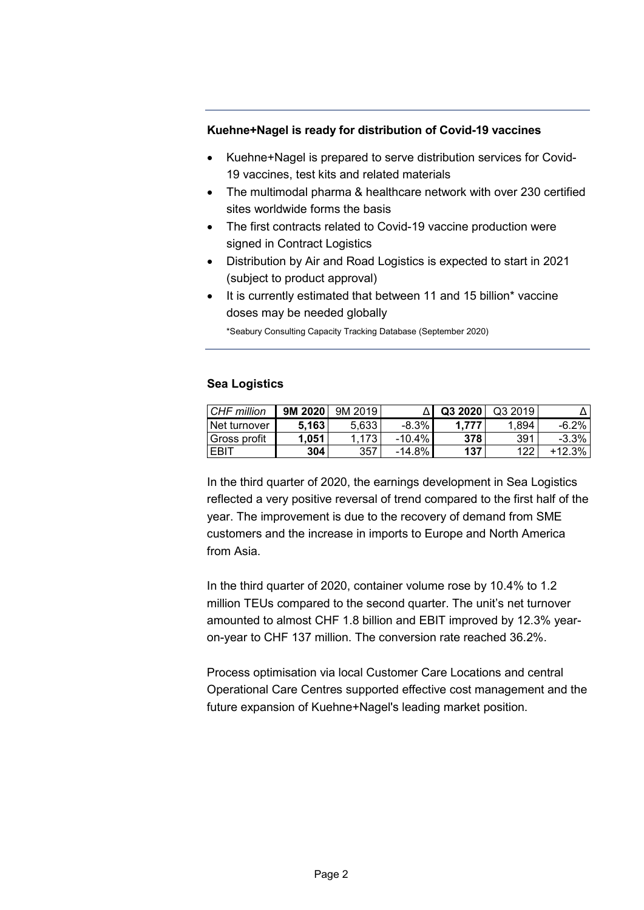**Kuehne+Nagel is ready for distribution of Covid-19 vaccines**

- Kuehne+Nagel is prepared to serve distribution services for Covid-19 vaccines, test kits and related materials
- The multimodal pharma & healthcare network with over 230 certified sites worldwide forms the basis
- The first contracts related to Covid-19 vaccine production were signed in Contract Logistics
- Distribution by Air and Road Logistics is expected to start in 2021 (subject to product approval)
- It is currently estimated that between 11 and 15 billion* vaccine doses may be needed globally

*Seabury Consulting Capacity Tracking Database (September 2020)

**Sea Logistics**

| *CHF million* | **9M 2020** | 9M 2019 | Δ | **Q3 2020** | Q3 2019 | Δ |
|---|---|---|---|---|---|---|
| Net turnover | **5,163** | 5,633 | -8.3% | **1,777** | 1,894 | -6.2% |
| Gross profit | **1,051** | 1,173 | -10.4% | **378** | 391 | -3.3% |
| EBIT | **304** | 357 | -14.8% | **137** | 122 | +12.3% |

In the third quarter of 2020, the earnings development in Sea Logistics reflected a very positive reversal of trend compared to the first half of the year. The improvement is due to the recovery of demand from SME customers and the increase in imports to Europe and North America from Asia.

In the third quarter of 2020, container volume rose by 10.4% to 1.2 million TEUs compared to the second quarter. The unit's net turnover amounted to almost CHF 1.8 billion and EBIT improved by 12.3% year-on-year to CHF 137 million. The conversion rate reached 36.2%.

Process optimisation via local Customer Care Locations and central Operational Care Centres supported effective cost management and the future expansion of Kuehne+Nagel's leading market position.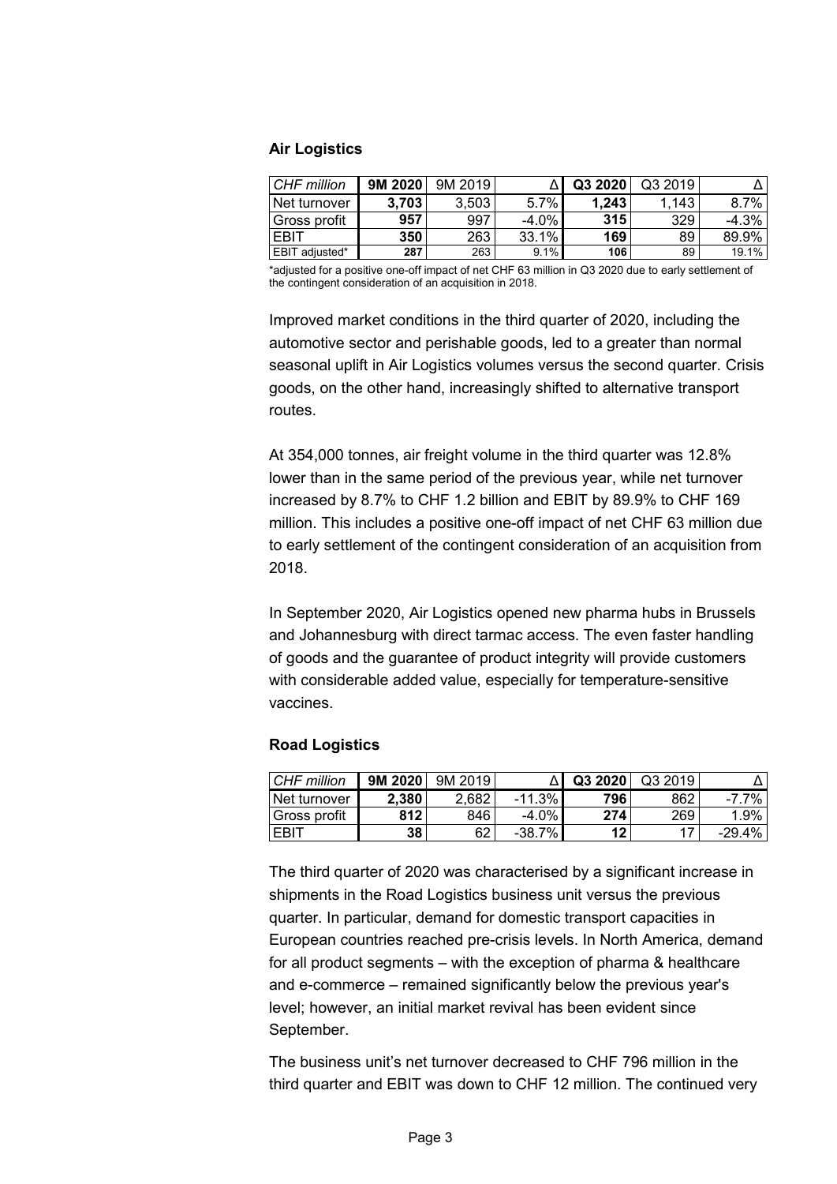### Air Logistics

| *CHF million* | **9M 2020** | 9M 2019 | Δ | **Q3 2020** | Q3 2019 | Δ |
|---|---|---|---|---|---|---|
| Net turnover | **3,703** | 3,503 | 5.7% | **1,243** | 1,143 | 8.7% |
| Gross profit | **957** | 997 | -4.0% | **315** | 329 | -4.3% |
| EBIT | **350** | 263 | 33.1% | **169** | 89 | 89.9% |
| EBIT adjusted* | **287** | 263 | 9.1% | **106** | 89 | 19.1% |

*adjusted for a positive one-off impact of net CHF 63 million in Q3 2020 due to early settlement of the contingent consideration of an acquisition in 2018.

Improved market conditions in the third quarter of 2020, including the automotive sector and perishable goods, led to a greater than normal seasonal uplift in Air Logistics volumes versus the second quarter. Crisis goods, on the other hand, increasingly shifted to alternative transport routes.

At 354,000 tonnes, air freight volume in the third quarter was 12.8% lower than in the same period of the previous year, while net turnover increased by 8.7% to CHF 1.2 billion and EBIT by 89.9% to CHF 169 million. This includes a positive one-off impact of net CHF 63 million due to early settlement of the contingent consideration of an acquisition from 2018.

In September 2020, Air Logistics opened new pharma hubs in Brussels and Johannesburg with direct tarmac access. The even faster handling of goods and the guarantee of product integrity will provide customers with considerable added value, especially for temperature-sensitive vaccines.

### Road Logistics

| *CHF million* | **9M 2020** | 9M 2019 | Δ | **Q3 2020** | Q3 2019 | Δ |
|---|---|---|---|---|---|---|
| Net turnover | **2,380** | 2,682 | -11.3% | **796** | 862 | -7.7% |
| Gross profit | **812** | 846 | -4.0% | **274** | 269 | 1.9% |
| EBIT | **38** | 62 | -38.7% | **12** | 17 | -29.4% |

The third quarter of 2020 was characterised by a significant increase in shipments in the Road Logistics business unit versus the previous quarter. In particular, demand for domestic transport capacities in European countries reached pre-crisis levels. In North America, demand for all product segments – with the exception of pharma & healthcare and e-commerce – remained significantly below the previous year's level; however, an initial market revival has been evident since September.

The business unit's net turnover decreased to CHF 796 million in the third quarter and EBIT was down to CHF 12 million. The continued very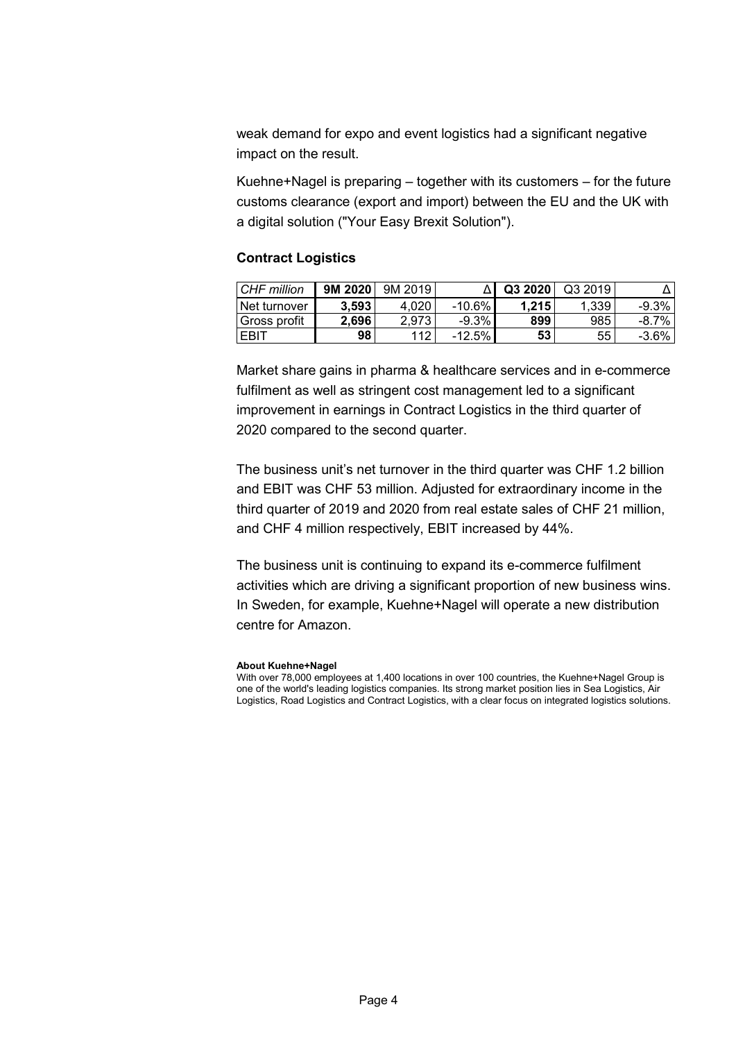weak demand for expo and event logistics had a significant negative impact on the result.

Kuehne+Nagel is preparing – together with its customers – for the future customs clearance (export and import) between the EU and the UK with a digital solution ("Your Easy Brexit Solution").

### Contract Logistics

| *CHF million* | **9M 2020** | 9M 2019 | Δ | **Q3 2020** | Q3 2019 | Δ |
|---|---|---|---|---|---|---|
| Net turnover | **3,593** | 4,020 | -10.6% | **1,215** | 1,339 | -9.3% |
| Gross profit | **2,696** | 2,973 | -9.3% | **899** | 985 | -8.7% |
| EBIT | **98** | 112 | -12.5% | **53** | 55 | -3.6% |

Market share gains in pharma & healthcare services and in e-commerce fulfilment as well as stringent cost management led to a significant improvement in earnings in Contract Logistics in the third quarter of 2020 compared to the second quarter.

The business unit's net turnover in the third quarter was CHF 1.2 billion and EBIT was CHF 53 million. Adjusted for extraordinary income in the third quarter of 2019 and 2020 from real estate sales of CHF 21 million, and CHF 4 million respectively, EBIT increased by 44%.

The business unit is continuing to expand its e-commerce fulfilment activities which are driving a significant proportion of new business wins. In Sweden, for example, Kuehne+Nagel will operate a new distribution centre for Amazon.

**About Kuehne+Nagel**

With over 78,000 employees at 1,400 locations in over 100 countries, the Kuehne+Nagel Group is one of the world's leading logistics companies. Its strong market position lies in Sea Logistics, Air Logistics, Road Logistics and Contract Logistics, with a clear focus on integrated logistics solutions.